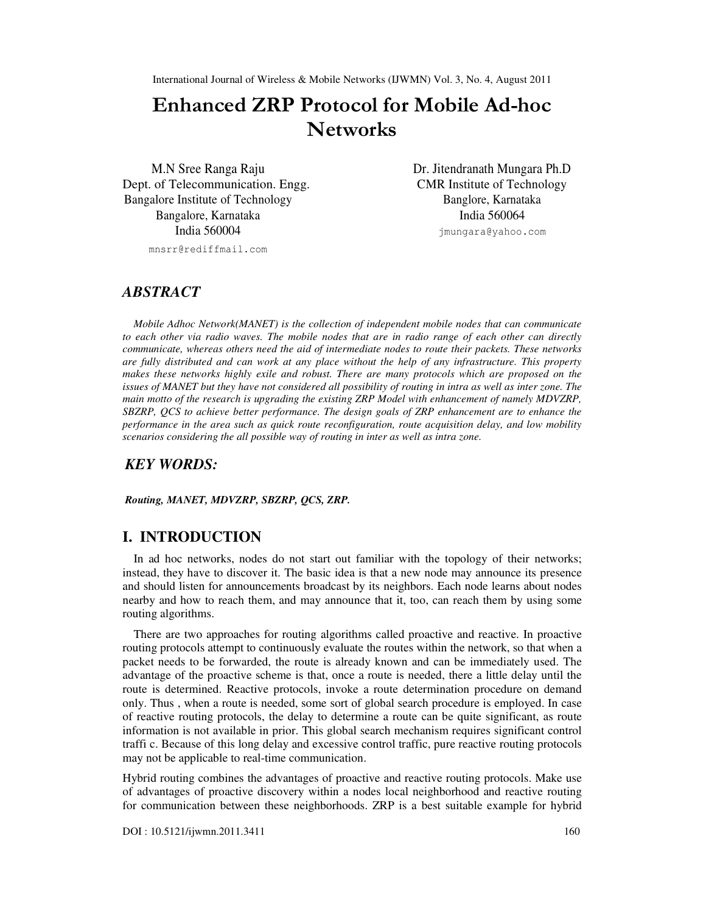# Enhanced ZRP Protocol for Mobile Ad-hoc Networks

M.N Sree Ranga Raju
Dept. of Telecommunication. Engg.
Bangalore Institute of Technology
Bangalore, Karnataka
India 560004
mnsrr@rediffmail.com

Dr. Jitendranath Mungara Ph.D
CMR Institute of Technology
Banglore, Karnataka
India 560064
jmungara@yahoo.com

## ABSTRACT

*Mobile Adhoc Network(MANET) is the collection of independent mobile nodes that can communicate to each other via radio waves. The mobile nodes that are in radio range of each other can directly communicate, whereas others need the aid of intermediate nodes to route their packets. These networks are fully distributed and can work at any place without the help of any infrastructure. This property makes these networks highly exile and robust. There are many protocols which are proposed on the issues of MANET but they have not considered all possibility of routing in intra as well as inter zone. The main motto of the research is upgrading the existing ZRP Model with enhancement of namely MDVZRP, SBZRP, QCS to achieve better performance. The design goals of ZRP enhancement are to enhance the performance in the area such as quick route reconfiguration, route acquisition delay, and low mobility scenarios considering the all possible way of routing in inter as well as intra zone.*

## KEY WORDS:

***Routing, MANET, MDVZRP, SBZRP, QCS, ZRP.***

## I. INTRODUCTION

In ad hoc networks, nodes do not start out familiar with the topology of their networks; instead, they have to discover it. The basic idea is that a new node may announce its presence and should listen for announcements broadcast by its neighbors. Each node learns about nodes nearby and how to reach them, and may announce that it, too, can reach them by using some routing algorithms.

There are two approaches for routing algorithms called proactive and reactive. In proactive routing protocols attempt to continuously evaluate the routes within the network, so that when a packet needs to be forwarded, the route is already known and can be immediately used. The advantage of the proactive scheme is that, once a route is needed, there a little delay until the route is determined. Reactive protocols, invoke a route determination procedure on demand only. Thus , when a route is needed, some sort of global search procedure is employed. In case of reactive routing protocols, the delay to determine a route can be quite significant, as route information is not available in prior. This global search mechanism requires significant control traffi c. Because of this long delay and excessive control traffic, pure reactive routing protocols may not be applicable to real-time communication.

Hybrid routing combines the advantages of proactive and reactive routing protocols. Make use of advantages of proactive discovery within a nodes local neighborhood and reactive routing for communication between these neighborhoods. ZRP is a best suitable example for hybrid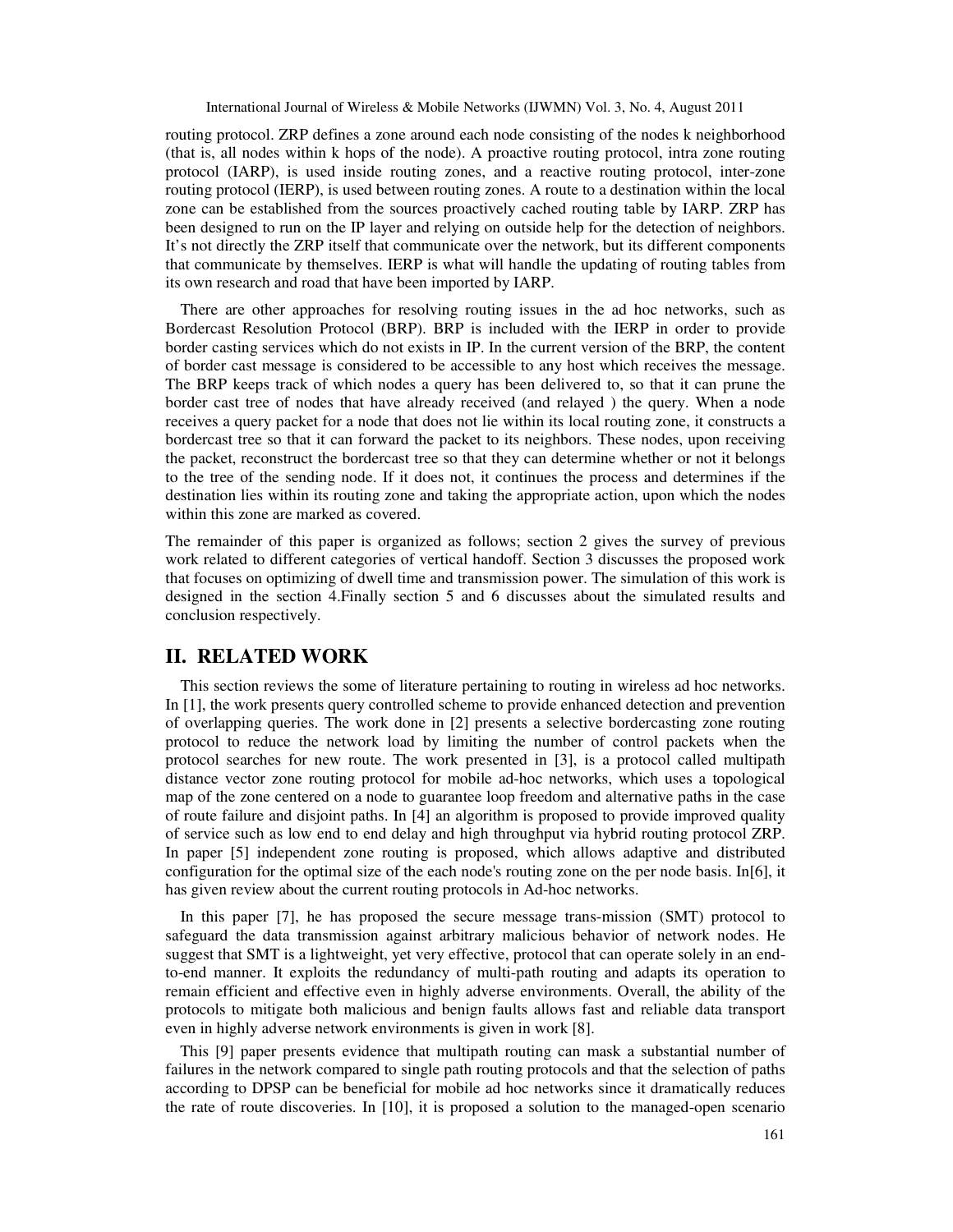routing protocol. ZRP defines a zone around each node consisting of the nodes k neighborhood (that is, all nodes within k hops of the node). A proactive routing protocol, intra zone routing protocol (IARP), is used inside routing zones, and a reactive routing protocol, inter-zone routing protocol (IERP), is used between routing zones. A route to a destination within the local zone can be established from the sources proactively cached routing table by IARP. ZRP has been designed to run on the IP layer and relying on outside help for the detection of neighbors. It's not directly the ZRP itself that communicate over the network, but its different components that communicate by themselves. IERP is what will handle the updating of routing tables from its own research and road that have been imported by IARP.

There are other approaches for resolving routing issues in the ad hoc networks, such as Bordercast Resolution Protocol (BRP). BRP is included with the IERP in order to provide border casting services which do not exists in IP. In the current version of the BRP, the content of border cast message is considered to be accessible to any host which receives the message. The BRP keeps track of which nodes a query has been delivered to, so that it can prune the border cast tree of nodes that have already received (and relayed ) the query. When a node receives a query packet for a node that does not lie within its local routing zone, it constructs a bordercast tree so that it can forward the packet to its neighbors. These nodes, upon receiving the packet, reconstruct the bordercast tree so that they can determine whether or not it belongs to the tree of the sending node. If it does not, it continues the process and determines if the destination lies within its routing zone and taking the appropriate action, upon which the nodes within this zone are marked as covered.

The remainder of this paper is organized as follows; section 2 gives the survey of previous work related to different categories of vertical handoff. Section 3 discusses the proposed work that focuses on optimizing of dwell time and transmission power. The simulation of this work is designed in the section 4.Finally section 5 and 6 discusses about the simulated results and conclusion respectively.

## II. RELATED WORK

This section reviews the some of literature pertaining to routing in wireless ad hoc networks. In [1], the work presents query controlled scheme to provide enhanced detection and prevention of overlapping queries. The work done in [2] presents a selective bordercasting zone routing protocol to reduce the network load by limiting the number of control packets when the protocol searches for new route. The work presented in [3], is a protocol called multipath distance vector zone routing protocol for mobile ad-hoc networks, which uses a topological map of the zone centered on a node to guarantee loop freedom and alternative paths in the case of route failure and disjoint paths. In [4] an algorithm is proposed to provide improved quality of service such as low end to end delay and high throughput via hybrid routing protocol ZRP. In paper [5] independent zone routing is proposed, which allows adaptive and distributed configuration for the optimal size of the each node's routing zone on the per node basis. In[6], it has given review about the current routing protocols in Ad-hoc networks.

In this paper [7], he has proposed the secure message trans-mission (SMT) protocol to safeguard the data transmission against arbitrary malicious behavior of network nodes. He suggest that SMT is a lightweight, yet very effective, protocol that can operate solely in an end-to-end manner. It exploits the redundancy of multi-path routing and adapts its operation to remain efficient and effective even in highly adverse environments. Overall, the ability of the protocols to mitigate both malicious and benign faults allows fast and reliable data transport even in highly adverse network environments is given in work [8].

This [9] paper presents evidence that multipath routing can mask a substantial number of failures in the network compared to single path routing protocols and that the selection of paths according to DPSP can be beneficial for mobile ad hoc networks since it dramatically reduces the rate of route discoveries. In [10], it is proposed a solution to the managed-open scenario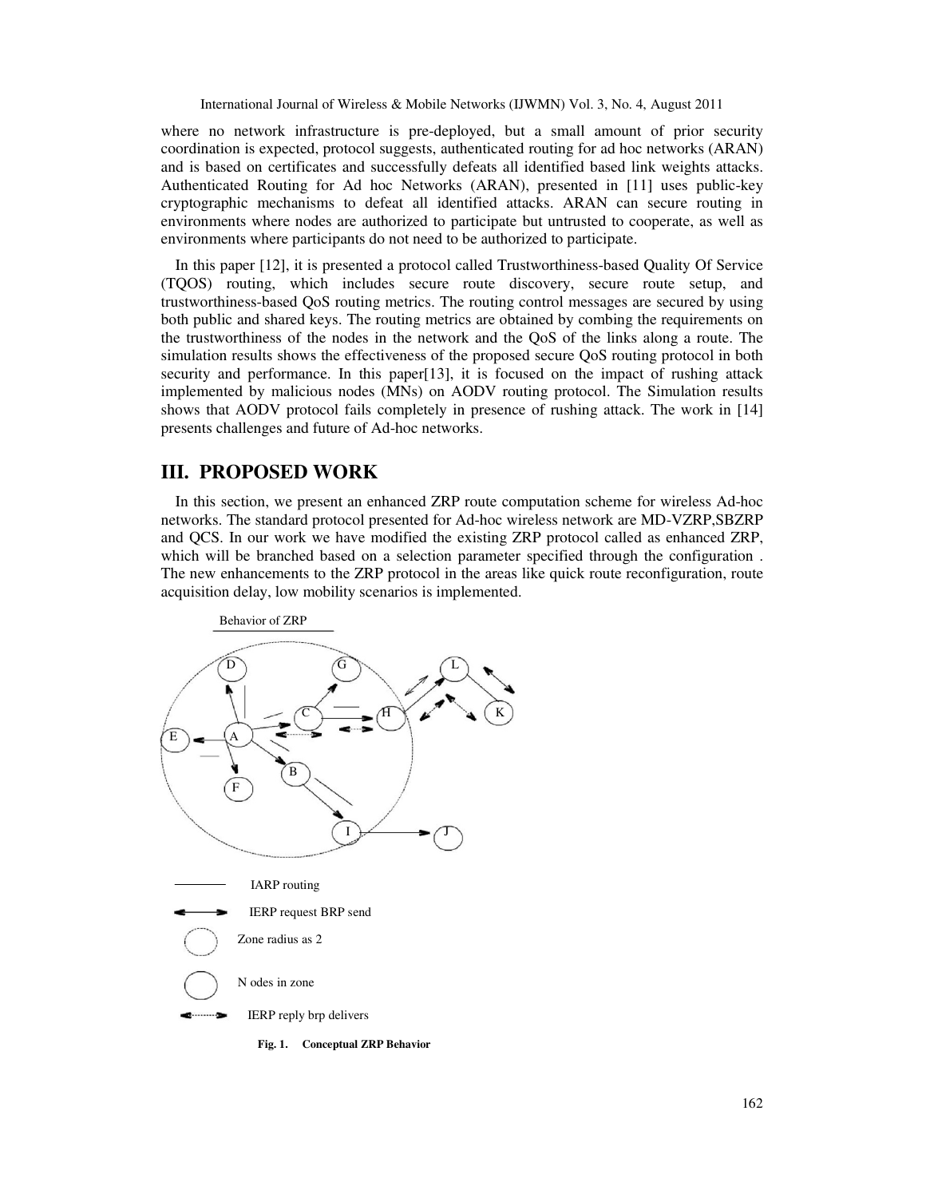where no network infrastructure is pre-deployed, but a small amount of prior security coordination is expected, protocol suggests, authenticated routing for ad hoc networks (ARAN) and is based on certificates and successfully defeats all identified based link weights attacks. Authenticated Routing for Ad hoc Networks (ARAN), presented in [11] uses public-key cryptographic mechanisms to defeat all identified attacks. ARAN can secure routing in environments where nodes are authorized to participate but untrusted to cooperate, as well as environments where participants do not need to be authorized to participate.

In this paper [12], it is presented a protocol called Trustworthiness-based Quality Of Service (TQOS) routing, which includes secure route discovery, secure route setup, and trustworthiness-based QoS routing metrics. The routing control messages are secured by using both public and shared keys. The routing metrics are obtained by combing the requirements on the trustworthiness of the nodes in the network and the QoS of the links along a route. The simulation results shows the effectiveness of the proposed secure QoS routing protocol in both security and performance. In this paper[13], it is focused on the impact of rushing attack implemented by malicious nodes (MNs) on AODV routing protocol. The Simulation results shows that AODV protocol fails completely in presence of rushing attack. The work in [14] presents challenges and future of Ad-hoc networks.

## III. PROPOSED WORK

In this section, we present an enhanced ZRP route computation scheme for wireless Ad-hoc networks. The standard protocol presented for Ad-hoc wireless network are MD-VZRP,SBZRP and QCS. In our work we have modified the existing ZRP protocol called as enhanced ZRP, which will be branched based on a selection parameter specified through the configuration . The new enhancements to the ZRP protocol in the areas like quick route reconfiguration, route acquisition delay, low mobility scenarios is implemented.

Behavior of ZRP

IARP routing

IERP request BRP send

Zone radius as 2

N odes in zone

IERP reply brp delivers

**Fig. 1. Conceptual ZRP Behavior**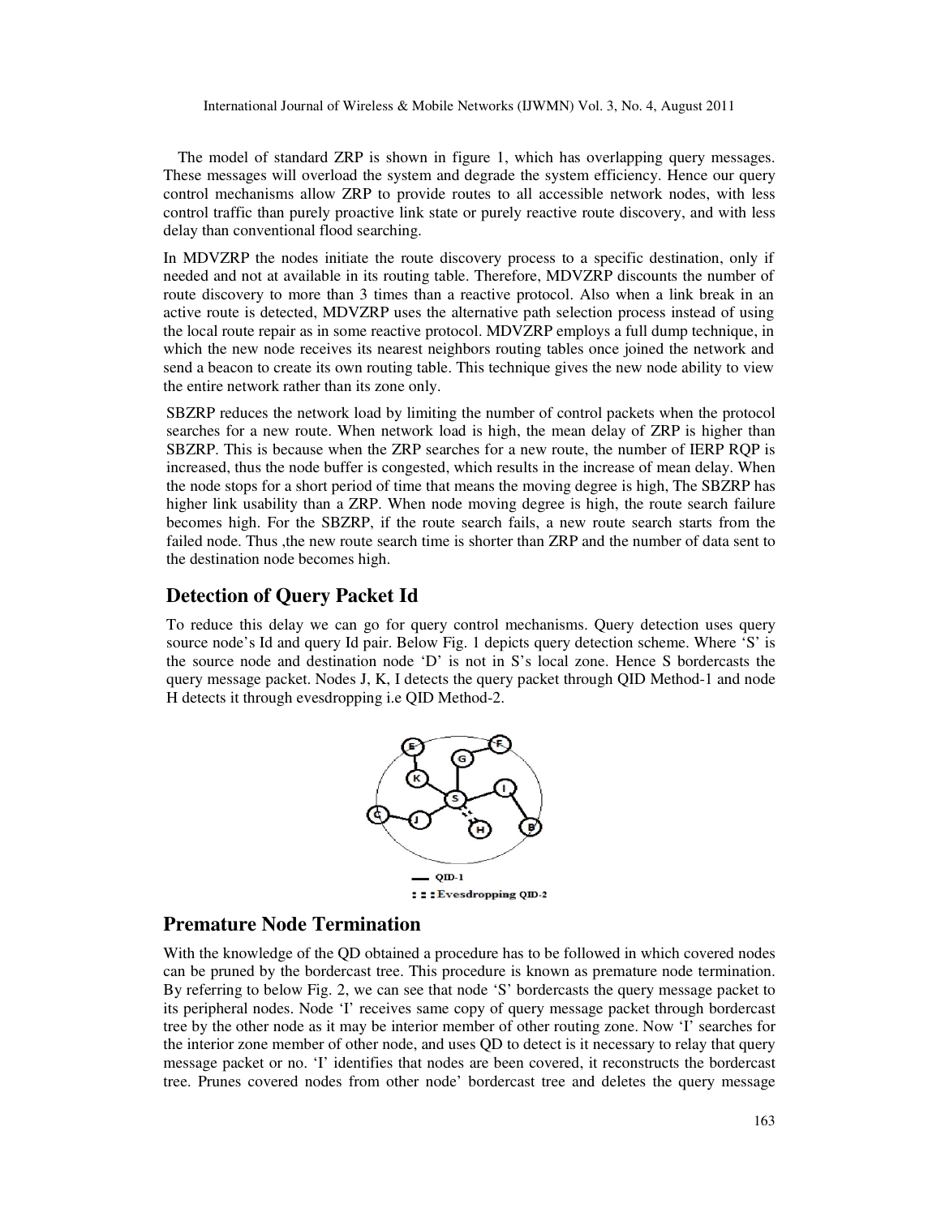The model of standard ZRP is shown in figure 1, which has overlapping query messages. These messages will overload the system and degrade the system efficiency. Hence our query control mechanisms allow ZRP to provide routes to all accessible network nodes, with less control traffic than purely proactive link state or purely reactive route discovery, and with less delay than conventional flood searching.

In MDVZRP the nodes initiate the route discovery process to a specific destination, only if needed and not at available in its routing table. Therefore, MDVZRP discounts the number of route discovery to more than 3 times than a reactive protocol. Also when a link break in an active route is detected, MDVZRP uses the alternative path selection process instead of using the local route repair as in some reactive protocol. MDVZRP employs a full dump technique, in which the new node receives its nearest neighbors routing tables once joined the network and send a beacon to create its own routing table. This technique gives the new node ability to view the entire network rather than its zone only.

SBZRP reduces the network load by limiting the number of control packets when the protocol searches for a new route. When network load is high, the mean delay of ZRP is higher than SBZRP. This is because when the ZRP searches for a new route, the number of IERP RQP is increased, thus the node buffer is congested, which results in the increase of mean delay. When the node stops for a short period of time that means the moving degree is high, The SBZRP has higher link usability than a ZRP. When node moving degree is high, the route search failure becomes high. For the SBZRP, if the route search fails, a new route search starts from the failed node. Thus ,the new route search time is shorter than ZRP and the number of data sent to the destination node becomes high.

## Detection of Query Packet Id

To reduce this delay we can go for query control mechanisms. Query detection uses query source node's Id and query Id pair. Below Fig. 1 depicts query detection scheme. Where 'S' is the source node and destination node 'D' is not in S's local zone. Hence S bordercasts the query message packet. Nodes J, K, I detects the query packet through QID Method-1 and node H detects it through evesdropping i.e QID Method-2.

E
F
G
K
S
I
C
J
H
B
QID-1
Evesdropping QID-2

## Premature Node Termination

With the knowledge of the QD obtained a procedure has to be followed in which covered nodes can be pruned by the bordercast tree. This procedure is known as premature node termination. By referring to below Fig. 2, we can see that node 'S' bordercasts the query message packet to its peripheral nodes. Node 'I' receives same copy of query message packet through bordercast tree by the other node as it may be interior member of other routing zone. Now 'I' searches for the interior zone member of other node, and uses QD to detect is it necessary to relay that query message packet or no. 'I' identifies that nodes are been covered, it reconstructs the bordercast tree. Prunes covered nodes from other node' bordercast tree and deletes the query message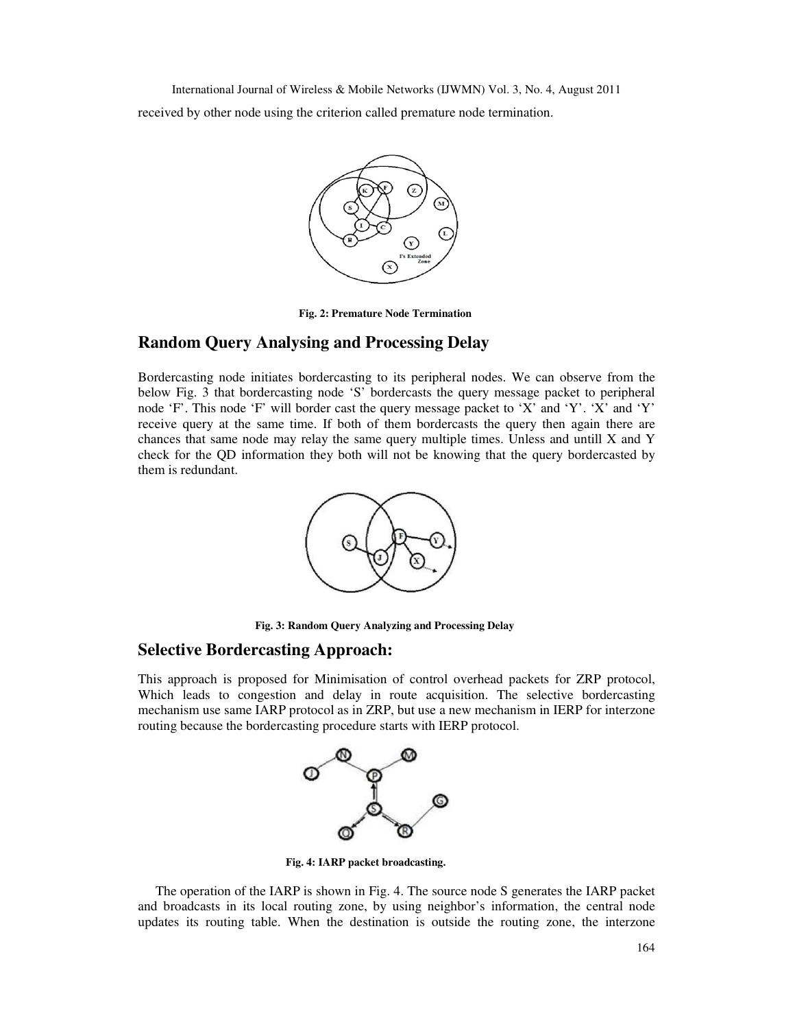received by other node using the criterion called premature node termination.

Fig. 2: Premature Node Termination

## Random Query Analysing and Processing Delay

Bordercasting node initiates bordercasting to its peripheral nodes. We can observe from the below Fig. 3 that bordercasting node 'S' bordercasts the query message packet to peripheral node 'F'. This node 'F' will border cast the query message packet to 'X' and 'Y'. 'X' and 'Y' receive query at the same time. If both of them bordercasts the query then again there are chances that same node may relay the same query multiple times. Unless and untill X and Y check for the QD information they both will not be knowing that the query bordercasted by them is redundant.

Fig. 3: Random Query Analyzing and Processing Delay

## Selective Bordercasting Approach:

This approach is proposed for Minimisation of control overhead packets for ZRP protocol, Which leads to congestion and delay in route acquisition. The selective bordercasting mechanism use same IARP protocol as in ZRP, but use a new mechanism in IERP for interzone routing because the bordercasting procedure starts with IERP protocol.

Fig. 4: IARP packet broadcasting.

The operation of the IARP is shown in Fig. 4. The source node S generates the IARP packet and broadcasts in its local routing zone, by using neighbor's information, the central node updates its routing table. When the destination is outside the routing zone, the interzone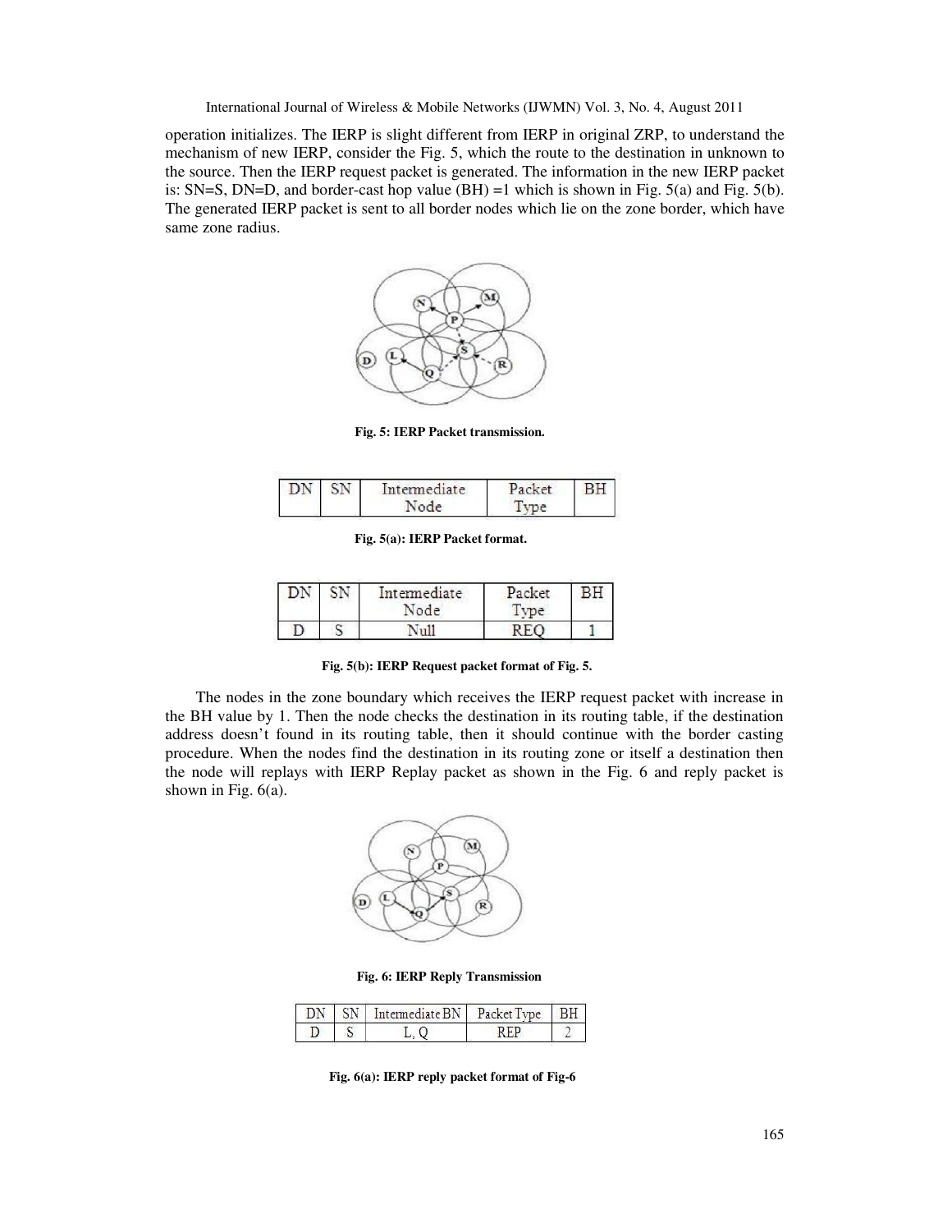operation initializes. The IERP is slight different from IERP in original ZRP, to understand the mechanism of new IERP, consider the Fig. 5, which the route to the destination in unknown to the source. Then the IERP request packet is generated. The information in the new IERP packet is: SN=S, DN=D, and border-cast hop value (BH) =1 which is shown in Fig. 5(a) and Fig. 5(b). The generated IERP packet is sent to all border nodes which lie on the zone border, which have same zone radius.

**Fig. 5: IERP Packet transmission.**

| DN | SN | Intermediate Node | Packet Type | BH |
|---|---|---|---|---|

**Fig. 5(a): IERP Packet format.**

| DN | SN | Intermediate Node | Packet Type | BH |
|---|---|---|---|---|
| D | S | Null | REQ | 1 |

**Fig. 5(b): IERP Request packet format of Fig. 5.**

The nodes in the zone boundary which receives the IERP request packet with increase in the BH value by 1. Then the node checks the destination in its routing table, if the destination address doesn't found in its routing table, then it should continue with the border casting procedure. When the nodes find the destination in its routing zone or itself a destination then the node will replays with IERP Replay packet as shown in the Fig. 6 and reply packet is shown in Fig. 6(a).

**Fig. 6: IERP Reply Transmission**

| DN | SN | Intermediate BN | Packet Type | BH |
|---|---|---|---|---|
| D | S | L, Q | REP | 2 |

**Fig. 6(a): IERP reply packet format of Fig-6**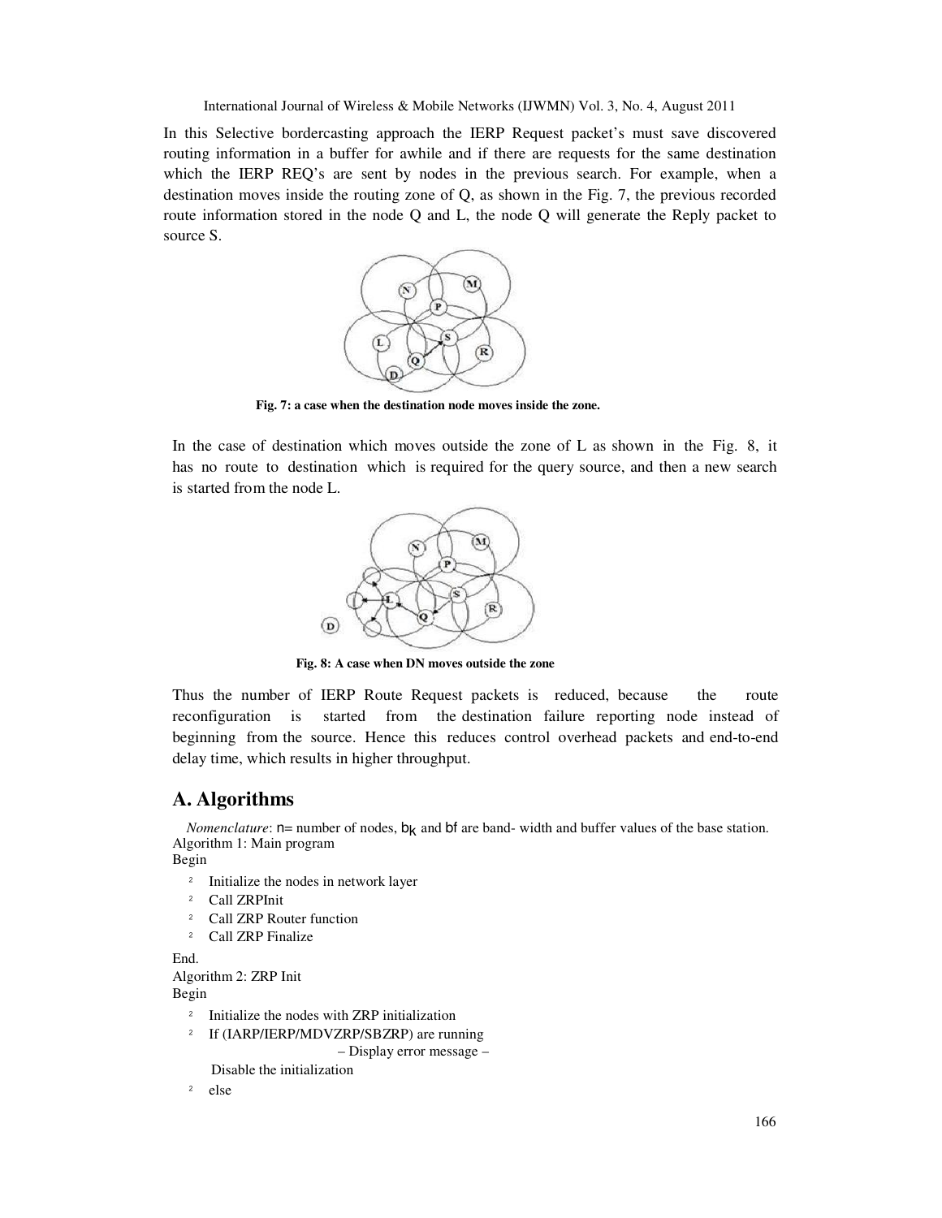In this Selective bordercasting approach the IERP Request packet's must save discovered routing information in a buffer for awhile and if there are requests for the same destination which the IERP REQ's are sent by nodes in the previous search. For example, when a destination moves inside the routing zone of Q, as shown in the Fig. 7, the previous recorded route information stored in the node Q and L, the node Q will generate the Reply packet to source S.

**Fig. 7: a case when the destination node moves inside the zone.**

In the case of destination which moves outside the zone of L as shown in the Fig. 8, it has no route to destination which is required for the query source, and then a new search is started from the node L.

**Fig. 8: A case when DN moves outside the zone**

Thus the number of IERP Route Request packets is reduced, because the route reconfiguration is started from the destination failure reporting node instead of beginning from the source. Hence this reduces control overhead packets and end-to-end delay time, which results in higher throughput.

## A. Algorithms

*Nomenclature*: n= number of nodes, $b_k$ and bf are band- width and buffer values of the base station.

Algorithm 1: Main program

Begin

- Initialize the nodes in network layer
- Call ZRPInit
- Call ZRP Router function
- Call ZRP Finalize

End.

Algorithm 2: ZRP Init

Begin

- Initialize the nodes with ZRP initialization
- If (IARP/IERP/MDVZRP/SBZRP) are running

  – Display error message –

  Disable the initialization
- else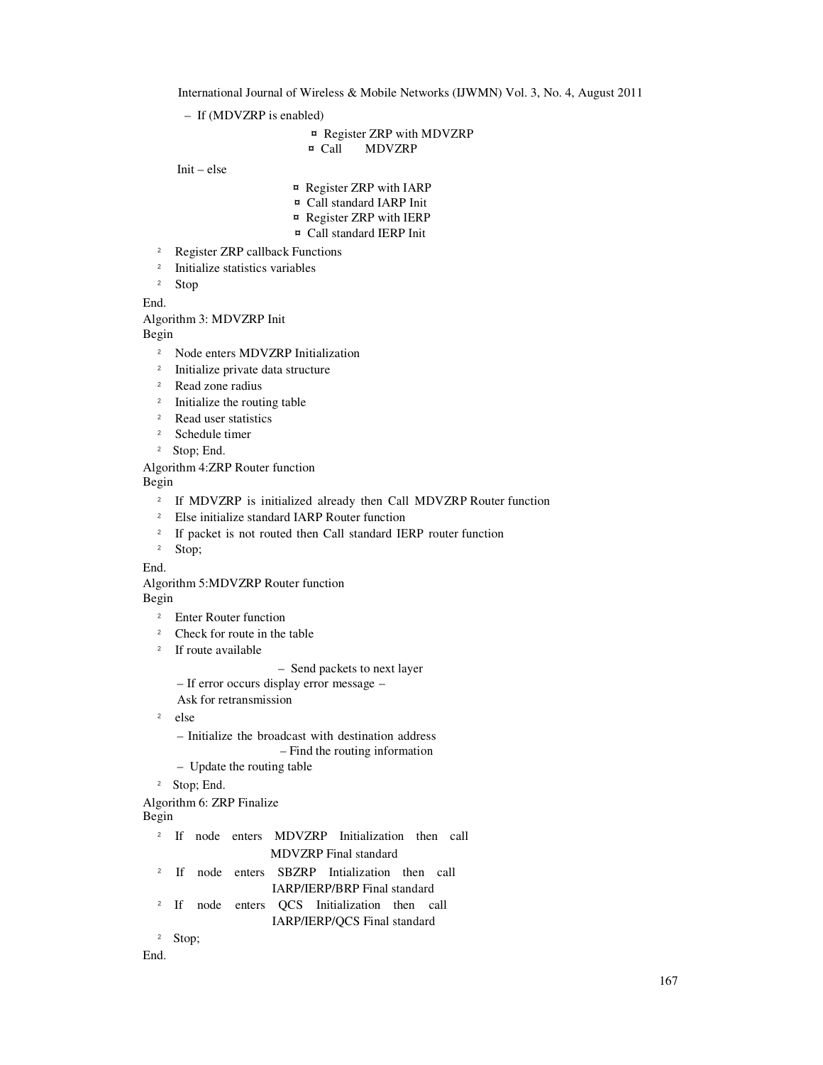– If (MDVZRP is enabled)

- Register ZRP with MDVZRP
- Call MDVZRP

Init – else

- Register ZRP with IARP
- Call standard IARP Init
- Register ZRP with IERP
- Call standard IERP Init

- Register ZRP callback Functions
- Initialize statistics variables
- Stop

End.

Algorithm 3: MDVZRP Init

Begin

- Node enters MDVZRP Initialization
- Initialize private data structure
- Read zone radius
- Initialize the routing table
- Read user statistics
- Schedule timer
- Stop; End.

Algorithm 4:ZRP Router function

Begin

- If MDVZRP is initialized already then Call MDVZRP Router function
- Else initialize standard IARP Router function
- If packet is not routed then Call standard IERP router function
- Stop;

End.

Algorithm 5:MDVZRP Router function

Begin

- Enter Router function
- Check for route in the table
- If route available

  – Send packets to next layer

  – If error occurs display error message –

  Ask for retransmission

- else

  – Initialize the broadcast with destination address

  – Find the routing information

  – Update the routing table

- Stop; End.

Algorithm 6: ZRP Finalize

Begin

- If node enters MDVZRP Initialization then call MDVZRP Final standard
- If node enters SBZRP Intialization then call IARP/IERP/BRP Final standard
- If node enters QCS Initialization then call IARP/IERP/QCS Final standard
- Stop;

End.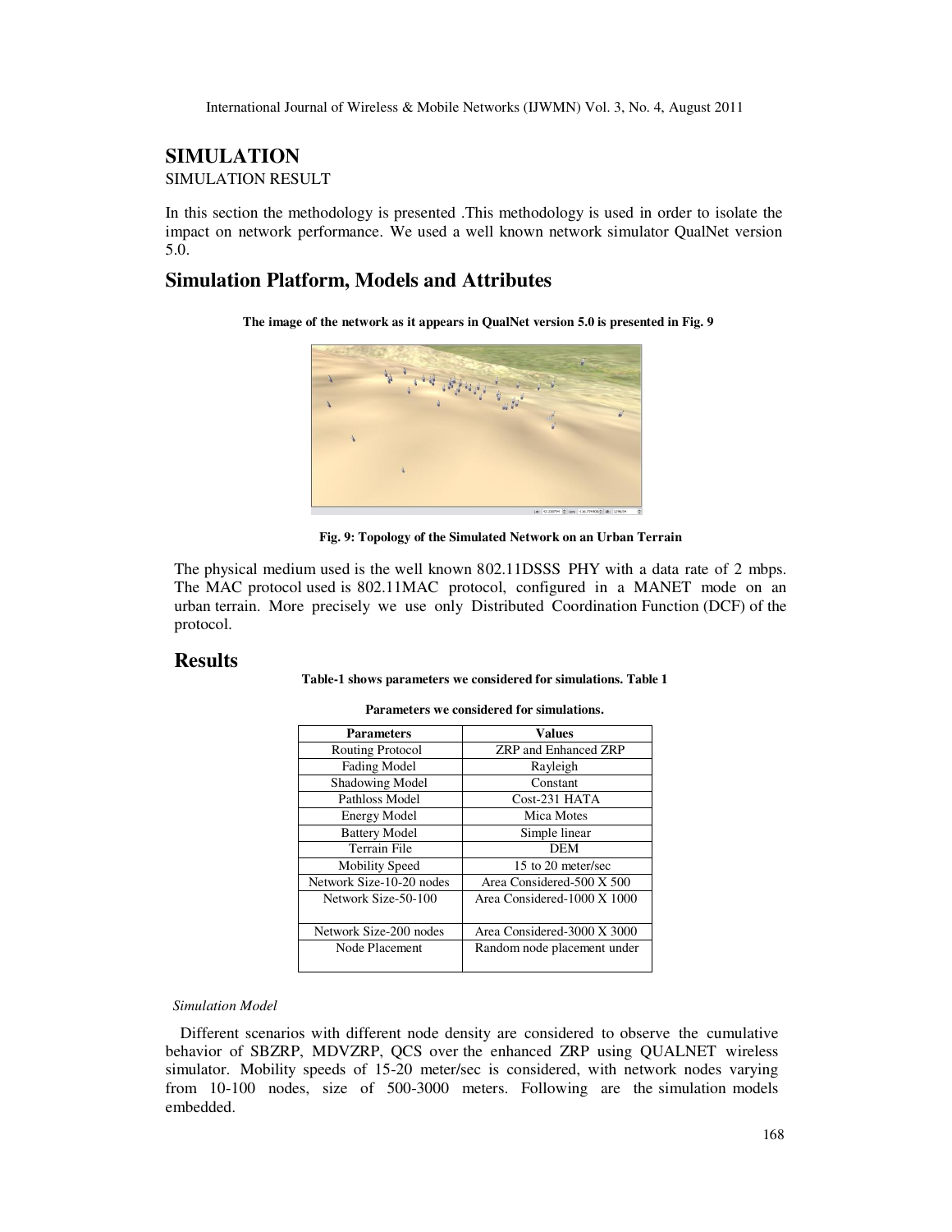# SIMULATION

SIMULATION RESULT

In this section the methodology is presented .This methodology is used in order to isolate the impact on network performance. We used a well known network simulator QualNet version 5.0.

## Simulation Platform, Models and Attributes

**The image of the network as it appears in QualNet version 5.0 is presented in Fig. 9**

**Fig. 9: Topology of the Simulated Network on an Urban Terrain**

The physical medium used is the well known 802.11DSSS PHY with a data rate of 2 mbps. The MAC protocol used is 802.11MAC protocol, configured in a MANET mode on an urban terrain. More precisely we use only Distributed Coordination Function (DCF) of the protocol.

## Results

**Table-1 shows parameters we considered for simulations. Table 1**

**Parameters we considered for simulations.**

| Parameters | Values |
|---|---|
| Routing Protocol | ZRP and Enhanced ZRP |
| Fading Model | Rayleigh |
| Shadowing Model | Constant |
| Pathloss Model | Cost-231 HATA |
| Energy Model | Mica Motes |
| Battery Model | Simple linear |
| Terrain File | DEM |
| Mobility Speed | 15 to 20 meter/sec |
| Network Size-10-20 nodes | Area Considered-500 X 500 |
| Network Size-50-100 | Area Considered-1000 X 1000 |
| Network Size-200 nodes | Area Considered-3000 X 3000 |
| Node Placement | Random node placement under |

*Simulation Model*

Different scenarios with different node density are considered to observe the cumulative behavior of SBZRP, MDVZRP, QCS over the enhanced ZRP using QUALNET wireless simulator. Mobility speeds of 15-20 meter/sec is considered, with network nodes varying from 10-100 nodes, size of 500-3000 meters. Following are the simulation models embedded.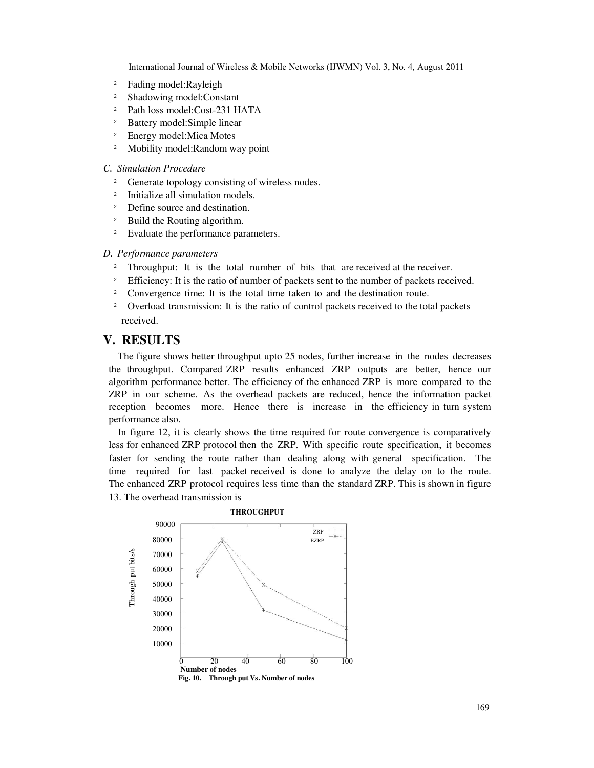- Fading model:Rayleigh
- Shadowing model:Constant
- Path loss model:Cost-231 HATA
- Battery model:Simple linear
- Energy model:Mica Motes
- Mobility model:Random way point

*C. Simulation Procedure*

- Generate topology consisting of wireless nodes.
- Initialize all simulation models.
- Define source and destination.
- Build the Routing algorithm.
- Evaluate the performance parameters.

*D. Performance parameters*

- Throughput: It is the total number of bits that are received at the receiver.
- Efficiency: It is the ratio of number of packets sent to the number of packets received.
- Convergence time: It is the total time taken to and the destination route.
- Overload transmission: It is the ratio of control packets received to the total packets received.

## V. RESULTS

The figure shows better throughput upto 25 nodes, further increase in the nodes decreases the throughput. Compared ZRP results enhanced ZRP outputs are better, hence our algorithm performance better. The efficiency of the enhanced ZRP is more compared to the ZRP in our scheme. As the overhead packets are reduced, hence the information packet reception becomes more. Hence there is increase in the efficiency in turn system performance also.

In figure 12, it is clearly shows the time required for route convergence is comparatively less for enhanced ZRP protocol then the ZRP. With specific route specification, it becomes faster for sending the route rather than dealing along with general specification. The time required for last packet received is done to analyze the delay on to the route. The enhanced ZRP protocol requires less time than the standard ZRP. This is shown in figure 13. The overhead transmission is

**Fig. 10. Through put Vs. Number of nodes**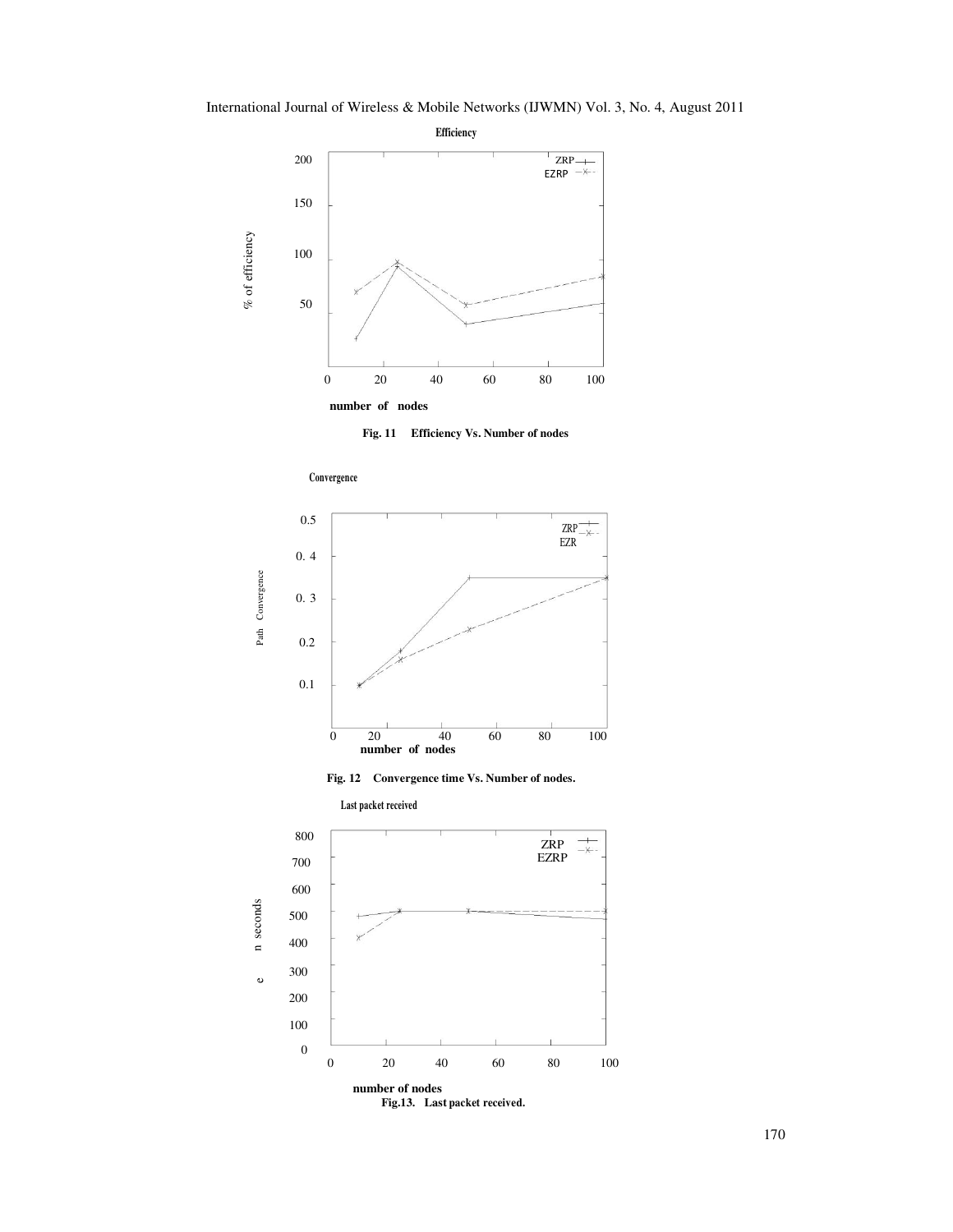Efficiency

% of efficiency

number of nodes

**Fig. 11 Efficiency Vs. Number of nodes**

Convergence

Path Convergence

number of nodes

**Fig. 12 Convergence time Vs. Number of nodes.**

Last packet received

number of nodes

**Fig.13. Last packet received.**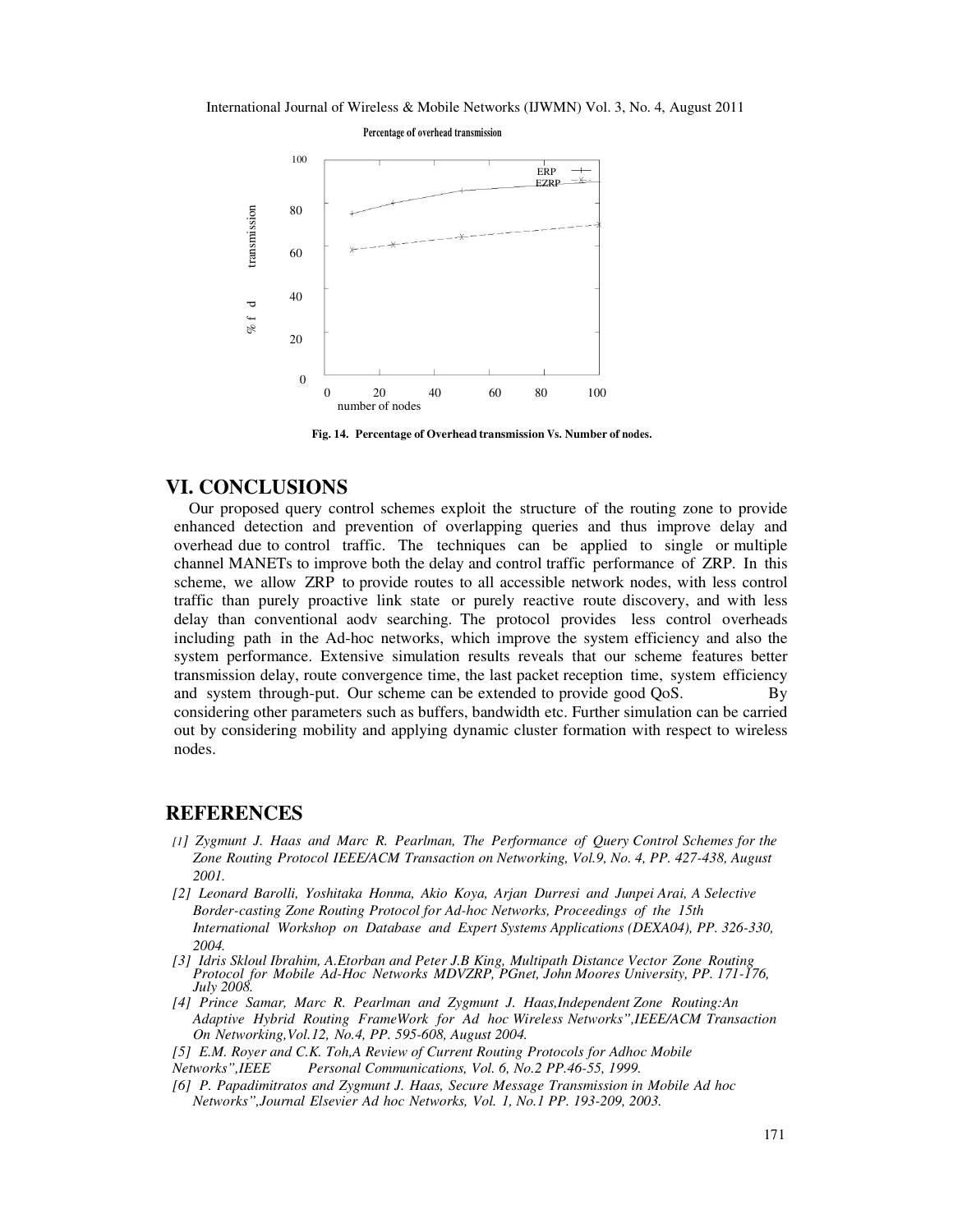Percentage of overhead transmission

Fig. 14. Percentage of Overhead transmission Vs. Number of nodes.

## VI. CONCLUSIONS

Our proposed query control schemes exploit the structure of the routing zone to provide enhanced detection and prevention of overlapping queries and thus improve delay and overhead due to control traffic. The techniques can be applied to single or multiple channel MANETs to improve both the delay and control traffic performance of ZRP. In this scheme, we allow ZRP to provide routes to all accessible network nodes, with less control traffic than purely proactive link state or purely reactive route discovery, and with less delay than conventional aodv searching. The protocol provides less control overheads including path in the Ad-hoc networks, which improve the system efficiency and also the system performance. Extensive simulation results reveals that our scheme features better transmission delay, route convergence time, the last packet reception time, system efficiency and system through-put. Our scheme can be extended to provide good QoS. By considering other parameters such as buffers, bandwidth etc. Further simulation can be carried out by considering mobility and applying dynamic cluster formation with respect to wireless nodes.

## REFERENCES

*[1] Zygmunt J. Haas and Marc R. Pearlman, The Performance of Query Control Schemes for the Zone Routing Protocol IEEE/ACM Transaction on Networking, Vol.9, No. 4, PP. 427-438, August 2001.*

*[2] Leonard Barolli, Yoshitaka Honma, Akio Koya, Arjan Durresi and Junpei Arai, A Selective Border-casting Zone Routing Protocol for Ad-hoc Networks, Proceedings of the 15th International Workshop on Database and Expert Systems Applications (DEXA04), PP. 326-330, 2004.*

*[3] Idris Skloul Ibrahim, A.Etorban and Peter J.B King, Multipath Distance Vector Zone Routing Protocol for Mobile Ad-Hoc Networks MDVZRP, PGnet, John Moores University, PP. 171-176, July 2008.*

*[4] Prince Samar, Marc R. Pearlman and Zygmunt J. Haas,Independent Zone Routing:An Adaptive Hybrid Routing FrameWork for Ad hoc Wireless Networks",IEEE/ACM Transaction On Networking,Vol.12, No.4, PP. 595-608, August 2004.*

*[5] E.M. Royer and C.K. Toh,A Review of Current Routing Protocols for Adhoc Mobile Networks",IEEE Personal Communications, Vol. 6, No.2 PP.46-55, 1999.*

*[6] P. Papadimitratos and Zygmunt J. Haas, Secure Message Transmission in Mobile Ad hoc Networks",Journal Elsevier Ad hoc Networks, Vol. 1, No.1 PP. 193-209, 2003.*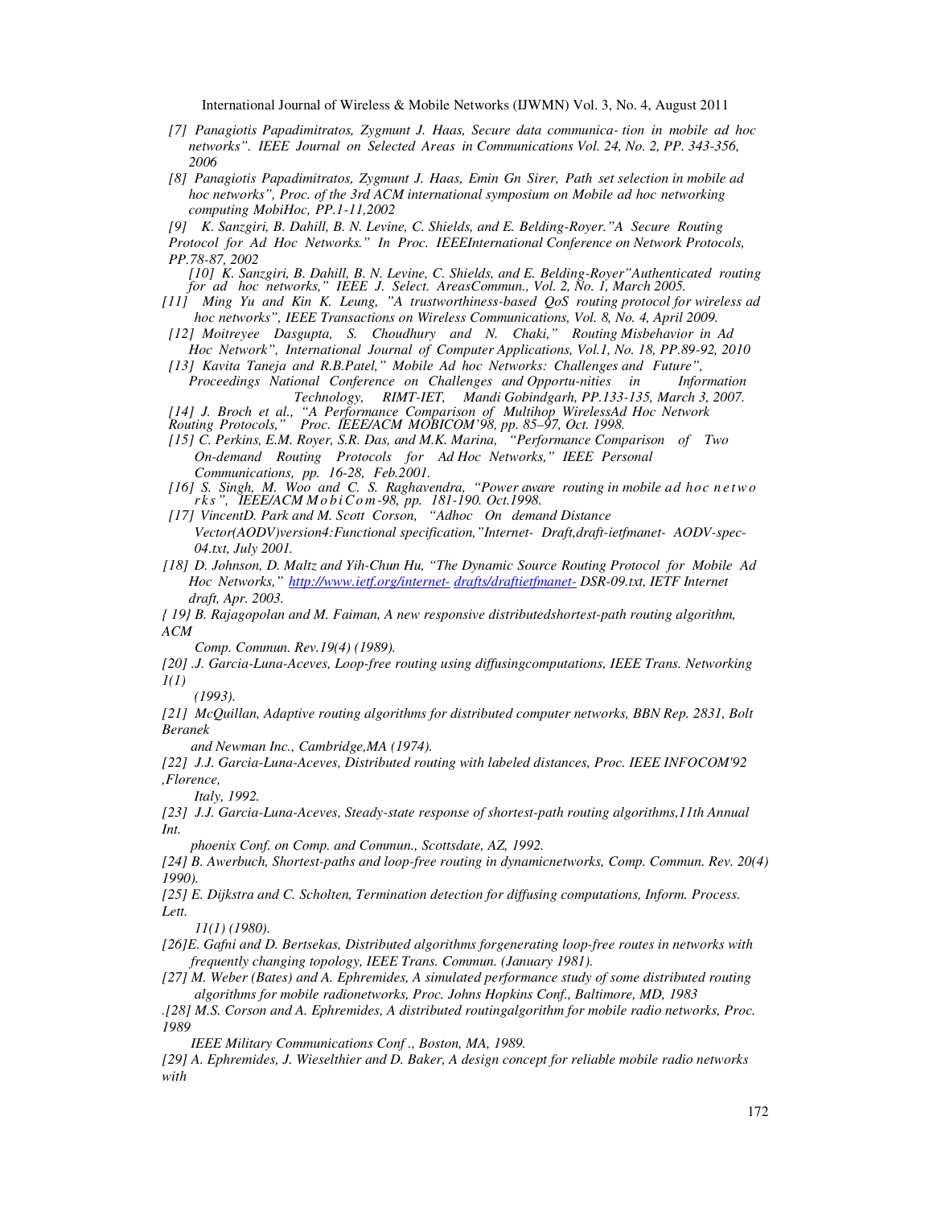[7] Panagiotis Papadimitratos, Zygmunt J. Haas, Secure data communica- tion in mobile ad hoc networks". IEEE Journal on Selected Areas in Communications Vol. 24, No. 2, PP. 343-356, 2006

[8] Panagiotis Papadimitratos, Zygmunt J. Haas, Emin Gn Sirer, Path set selection in mobile ad hoc networks", Proc. of the 3rd ACM international symposium on Mobile ad hoc networking computing MobiHoc, PP.1-11,2002

[9] K. Sanzgiri, B. Dahill, B. N. Levine, C. Shields, and E. Belding-Royer."A Secure Routing Protocol for Ad Hoc Networks." In Proc. IEEEInternational Conference on Network Protocols, PP.78-87, 2002

[10] K. Sanzgiri, B. Dahill, B. N. Levine, C. Shields, and E. Belding-Royer"Authenticated routing for ad hoc networks," IEEE J. Select. AreasCommun., Vol. 2, No. 1, March 2005.

[11] Ming Yu and Kin K. Leung, "A trustworthiness-based QoS routing protocol for wireless ad hoc networks", IEEE Transactions on Wireless Communications, Vol. 8, No. 4, April 2009.

[12] Moitreyee Dasgupta, S. Choudhury and N. Chaki," Routing Misbehavior in Ad Hoc Network", International Journal of Computer Applications, Vol.1, No. 18, PP.89-92, 2010

[13] Kavita Taneja and R.B.Patel," Mobile Ad hoc Networks: Challenges and Future", Proceedings National Conference on Challenges and Opportu-nities in Information Technology, RIMT-IET, Mandi Gobindgarh, PP.133-135, March 3, 2007.

[14] J. Broch et al., "A Performance Comparison of Multihop WirelessAd Hoc Network Routing Protocols," Proc. IEEE/ACM MOBICOM'98, pp. 85–97, Oct. 1998.

[15] C. Perkins, E.M. Royer, S.R. Das, and M.K. Marina, "Performance Comparison of Two On-demand Routing Protocols for Ad Hoc Networks," IEEE Personal Communications, pp. 16-28, Feb.2001.

[16] S. Singh, M. Woo and C. S. Raghavendra, "Power aware routing in mobile ad hoc networks", IEEE/ACM MobiCom-98, pp. 181-190. Oct.1998.

[17] VincentD. Park and M. Scott Corson, "Adhoc On demand Distance Vector(AODV)version4:Functional specification,"Internet- Draft,draft-ietfmanet- AODV-spec-04.txt, July 2001.

[18] D. Johnson, D. Maltz and Yih-Chun Hu, "The Dynamic Source Routing Protocol for Mobile Ad Hoc Networks," http://www.ietf.org/internet- drafts/draftietfmanet- DSR-09.txt, IETF Internet draft, Apr. 2003.

{ 19} B. Rajagopolan and M. Faiman, A new responsive distributedshortest-path routing algorithm, ACM Comp. Commun. Rev.19(4) (1989).

[20] .J. Garcia-Luna-Aceves, Loop-free routing using diffusingcomputations, IEEE Trans. Networking 1(1) (1993).

[21] McQuillan, Adaptive routing algorithms for distributed computer networks, BBN Rep. 2831, Bolt Beranek and Newman Inc., Cambridge,MA (1974).

[22] J.J. Garcia-Luna-Aceves, Distributed routing with labeled distances, Proc. IEEE INFOCOM'92 ,Florence, Italy, 1992.

[23] J.J. Garcia-Luna-Aceves, Steady-state response of shortest-path routing algorithms,11th Annual Int. phoenix Conf. on Comp. and Commun., Scottsdate, AZ, 1992.

[24] B. Awerbuch, Shortest-paths and loop-free routing in dynamicnetworks, Comp. Commun. Rev. 20(4) 1990).

[25] E. Dijkstra and C. Scholten, Termination detection for diffusing computations, Inform. Process. Lett. 11(1) (1980).

[26]E. Gafni and D. Bertsekas, Distributed algorithms forgenerating loop-free routes in networks with frequently changing topology, IEEE Trans. Commun. (January 1981).

[27] M. Weber (Bates) and A. Ephremides, A simulated performance study of some distributed routing algorithms for mobile radionetworks, Proc. Johns Hopkins Conf., Baltimore, MD, 1983

.[28] M.S. Corson and A. Ephremides, A distributed routingalgorithm for mobile radio networks, Proc. 1989 IEEE Military Communications Conf ., Boston, MA, 1989.

[29] A. Ephremides, J. Wieselthier and D. Baker, A design concept for reliable mobile radio networks with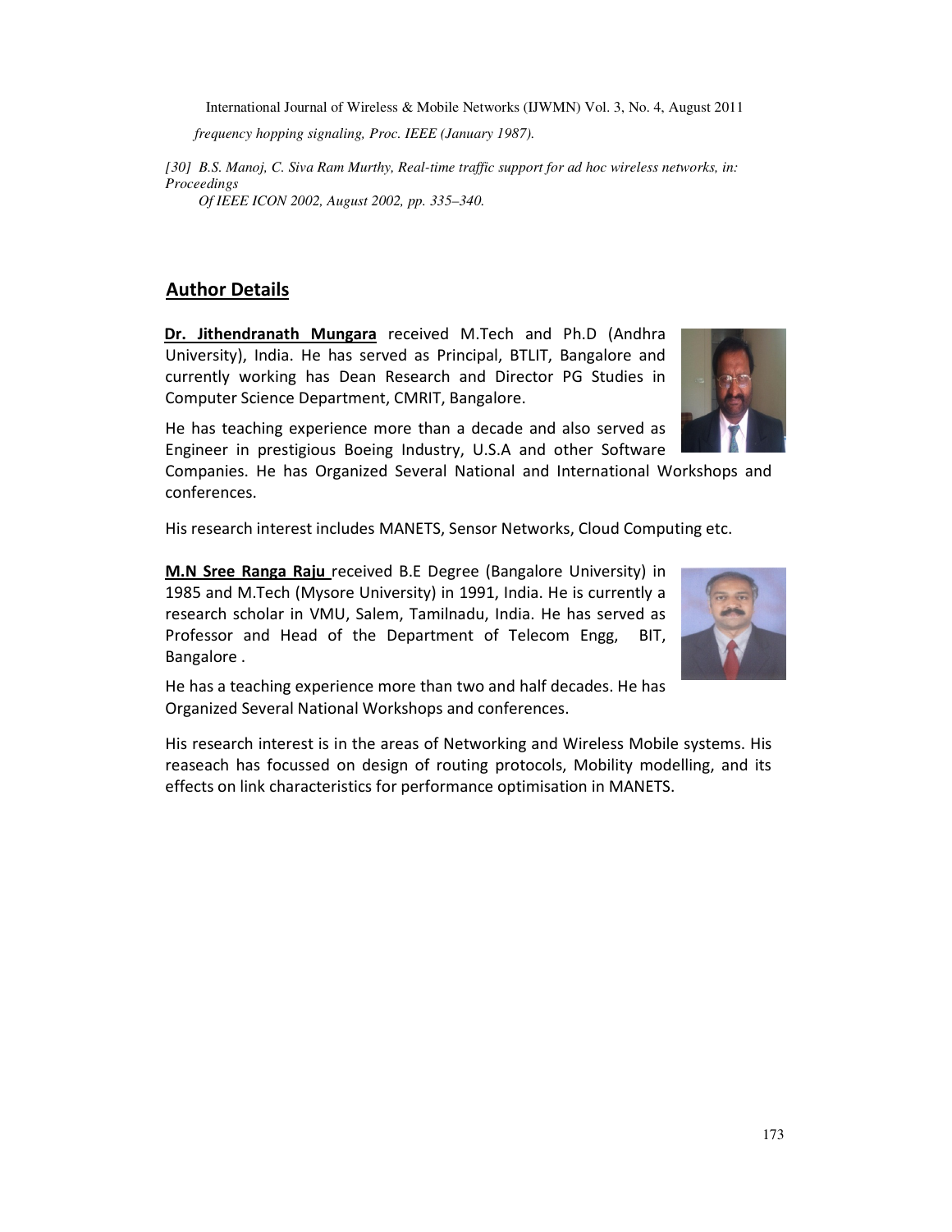*frequency hopping signaling, Proc. IEEE (January 1987).*

*[30] B.S. Manoj, C. Siva Ram Murthy, Real-time traffic support for ad hoc wireless networks, in: Proceedings Of IEEE ICON 2002, August 2002, pp. 335–340.*

## Author Details

**Dr. Jithendranath Mungara** received M.Tech and Ph.D (Andhra University), India. He has served as Principal, BTLIT, Bangalore and currently working has Dean Research and Director PG Studies in Computer Science Department, CMRIT, Bangalore.

He has teaching experience more than a decade and also served as Engineer in prestigious Boeing Industry, U.S.A and other Software Companies. He has Organized Several National and International Workshops and conferences.

His research interest includes MANETS, Sensor Networks, Cloud Computing etc.

**M.N Sree Ranga Raju** received B.E Degree (Bangalore University) in 1985 and M.Tech (Mysore University) in 1991, India. He is currently a research scholar in VMU, Salem, Tamilnadu, India. He has served as Professor and Head of the Department of Telecom Engg, BIT, Bangalore .

He has a teaching experience more than two and half decades. He has Organized Several National Workshops and conferences.

His research interest is in the areas of Networking and Wireless Mobile systems. His reaseach has focussed on design of routing protocols, Mobility modelling, and its effects on link characteristics for performance optimisation in MANETS.